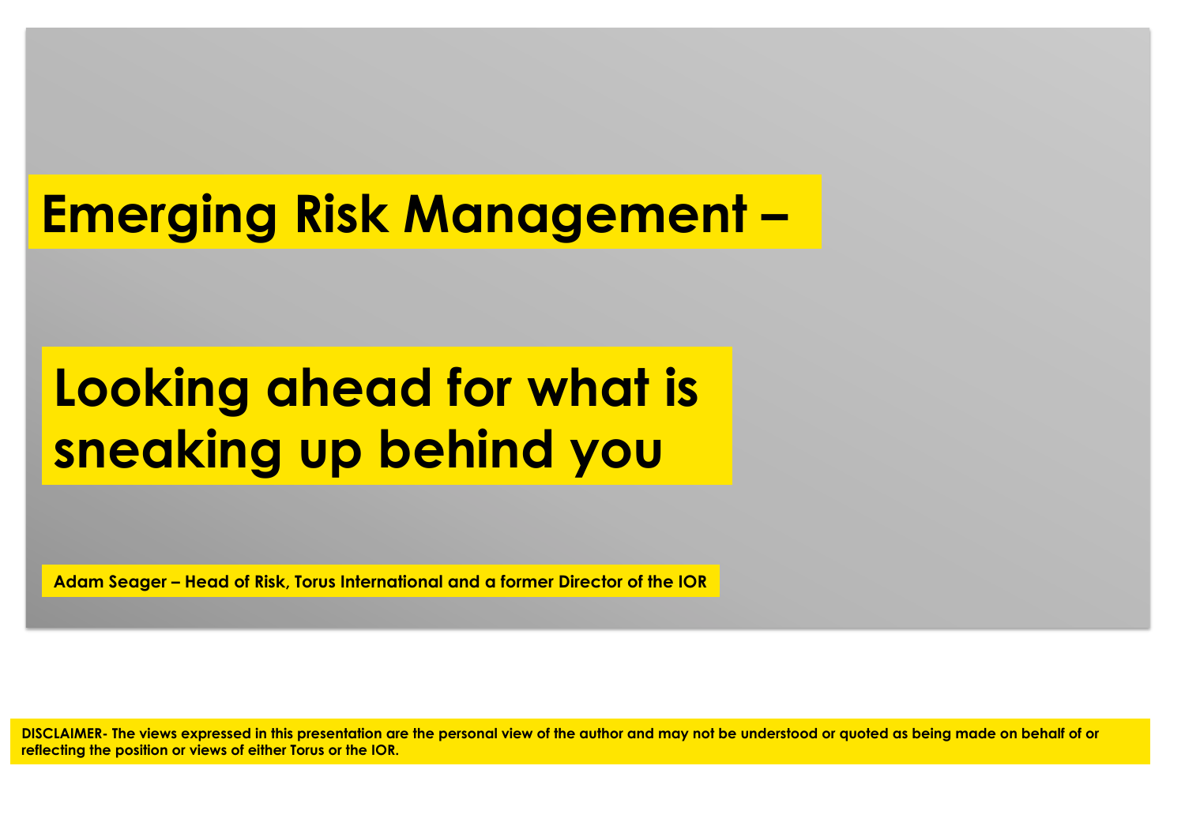# Emerging Risk Management –

## Looking ahead for what is sneaking up behind you

**Adam Seager – Head of Risk, Torus International and a former Director of the IOR**

**DISCLAIMER- The views expressed in this presentation are the personal view of the author and may not be understood or quoted as being made on behalf of or reflecting the position or views of either Torus or the IOR.**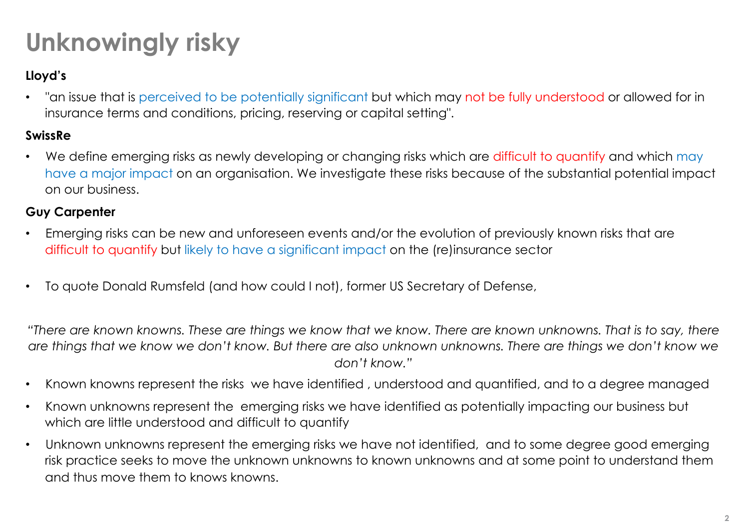# Unknowingly risky

**Lloyd's**

- "an issue that is perceived to be potentially significant but which may not be fully understood or allowed for in insurance terms and conditions, pricing, reserving or capital setting".

**SwissRe**

- We define emerging risks as newly developing or changing risks which are difficult to quantify and which may have a major impact on an organisation. We investigate these risks because of the substantial potential impact on our business.

**Guy Carpenter**

- Emerging risks can be new and unforeseen events and/or the evolution of previously known risks that are difficult to quantify but likely to have a significant impact on the (re)insurance sector

- To quote Donald Rumsfeld (and how could I not), former US Secretary of Defense,

*"There are known knowns. These are things we know that we know. There are known unknowns. That is to say, there are things that we know we don't know. But there are also unknown unknowns. There are things we don't know we don't know."*

- Known knowns represent the risks we have identified , understood and quantified, and to a degree managed
- Known unknowns represent the emerging risks we have identified as potentially impacting our business but which are little understood and difficult to quantify
- Unknown unknowns represent the emerging risks we have not identified, and to some degree good emerging risk practice seeks to move the unknown unknowns to known unknowns and at some point to understand them and thus move them to knows knowns.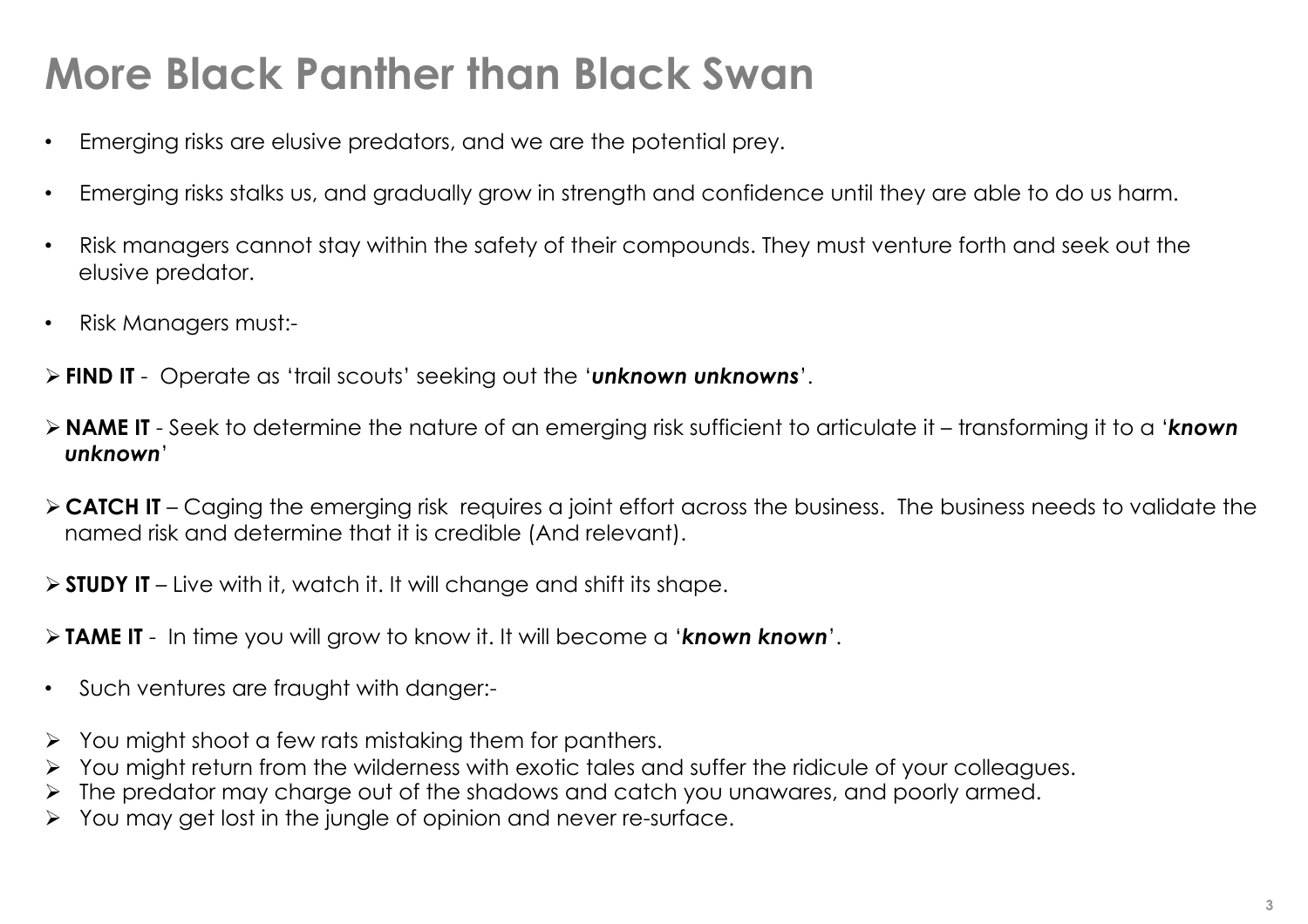# More Black Panther than Black Swan

- Emerging risks are elusive predators, and we are the potential prey.
- Emerging risks stalks us, and gradually grow in strength and confidence until they are able to do us harm.
- Risk managers cannot stay within the safety of their compounds. They must venture forth and seek out the elusive predator.
- Risk Managers must:-

- **FIND IT** - Operate as 'trail scouts' seeking out the '***unknown unknowns***'.
- **NAME IT** - Seek to determine the nature of an emerging risk sufficient to articulate it – transforming it to a '***known unknown***'
- **CATCH IT** – Caging the emerging risk requires a joint effort across the business. The business needs to validate the named risk and determine that it is credible (And relevant).
- **STUDY IT** – Live with it, watch it. It will change and shift its shape.
- **TAME IT** - In time you will grow to know it. It will become a '***known known***'.

- Such ventures are fraught with danger:-

- You might shoot a few rats mistaking them for panthers.
- You might return from the wilderness with exotic tales and suffer the ridicule of your colleagues.
- The predator may charge out of the shadows and catch you unawares, and poorly armed.
- You may get lost in the jungle of opinion and never re-surface.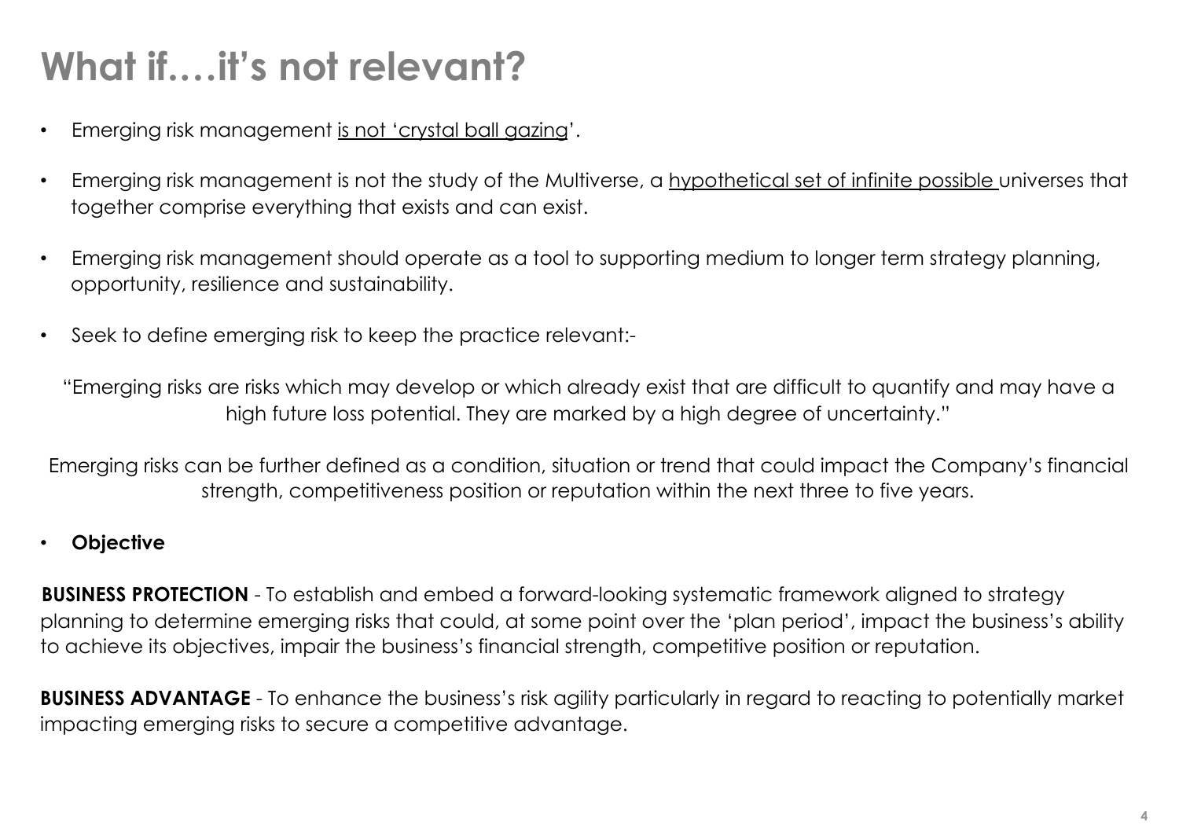# What if….it's not relevant?

- Emerging risk management is not 'crystal ball gazing'.
- Emerging risk management is not the study of the Multiverse, a hypothetical set of infinite possible universes that together comprise everything that exists and can exist.
- Emerging risk management should operate as a tool to supporting medium to longer term strategy planning, opportunity, resilience and sustainability.
- Seek to define emerging risk to keep the practice relevant:-

"Emerging risks are risks which may develop or which already exist that are difficult to quantify and may have a high future loss potential. They are marked by a high degree of uncertainty."

Emerging risks can be further defined as a condition, situation or trend that could impact the Company's financial strength, competitiveness position or reputation within the next three to five years.

- **Objective**

**BUSINESS PROTECTION** - To establish and embed a forward-looking systematic framework aligned to strategy planning to determine emerging risks that could, at some point over the 'plan period', impact the business's ability to achieve its objectives, impair the business's financial strength, competitive position or reputation.

**BUSINESS ADVANTAGE** - To enhance the business's risk agility particularly in regard to reacting to potentially market impacting emerging risks to secure a competitive advantage.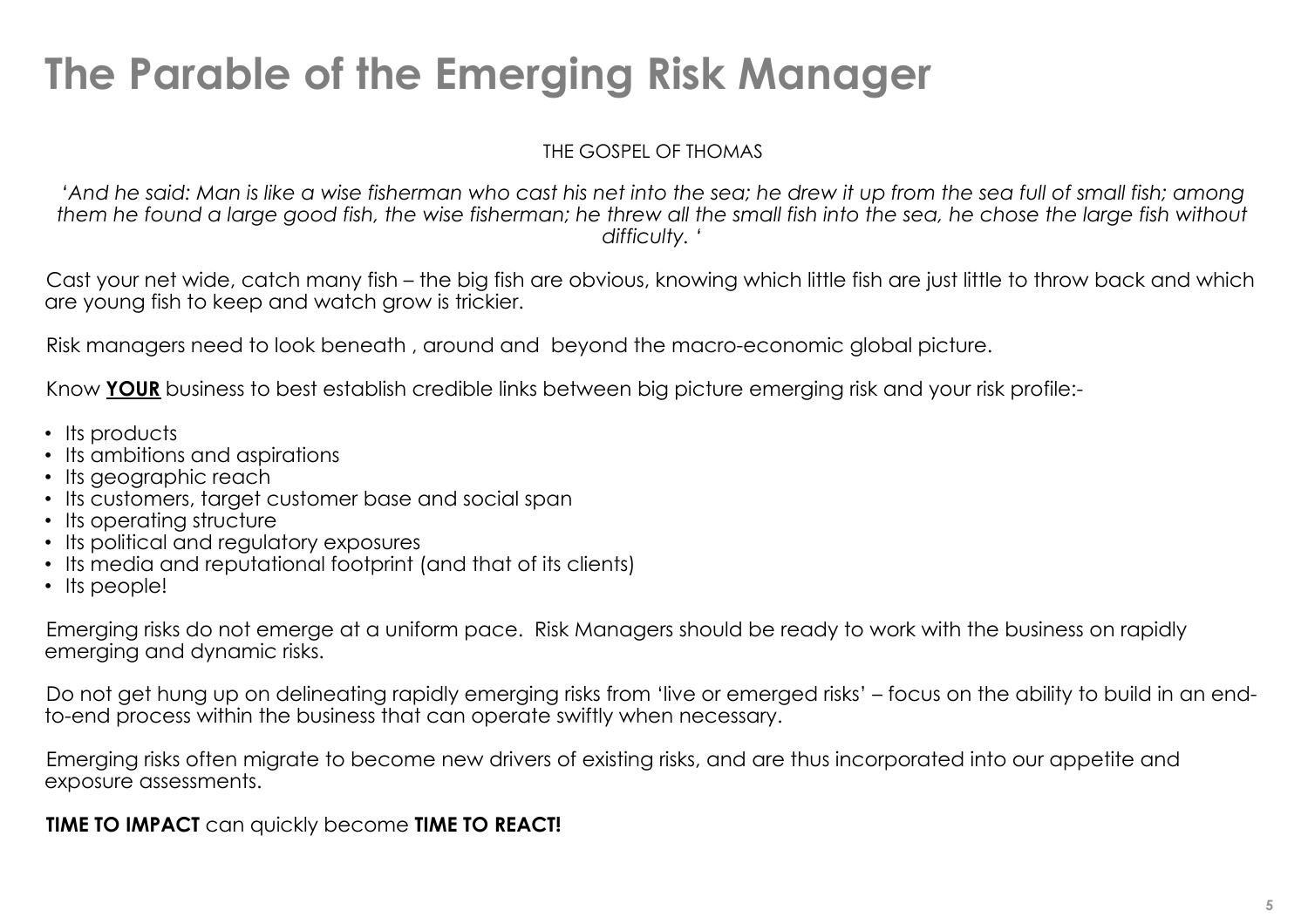# The Parable of the Emerging Risk Manager

THE GOSPEL OF THOMAS

*'And he said: Man is like a wise fisherman who cast his net into the sea; he drew it up from the sea full of small fish; among them he found a large good fish, the wise fisherman; he threw all the small fish into the sea, he chose the large fish without difficulty. '*

Cast your net wide, catch many fish – the big fish are obvious, knowing which little fish are just little to throw back and which are young fish to keep and watch grow is trickier.

Risk managers need to look beneath , around and beyond the macro-economic global picture.

Know **YOUR** business to best establish credible links between big picture emerging risk and your risk profile:-

- Its products
- Its ambitions and aspirations
- Its geographic reach
- Its customers, target customer base and social span
- Its operating structure
- Its political and regulatory exposures
- Its media and reputational footprint (and that of its clients)
- Its people!

Emerging risks do not emerge at a uniform pace. Risk Managers should be ready to work with the business on rapidly emerging and dynamic risks.

Do not get hung up on delineating rapidly emerging risks from 'live or emerged risks' – focus on the ability to build in an end-to-end process within the business that can operate swiftly when necessary.

Emerging risks often migrate to become new drivers of existing risks, and are thus incorporated into our appetite and exposure assessments.

**TIME TO IMPACT** can quickly become **TIME TO REACT!**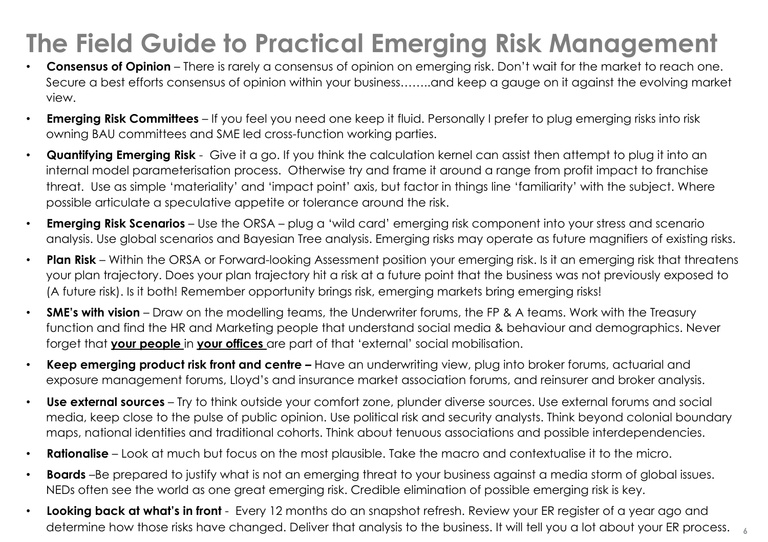# The Field Guide to Practical Emerging Risk Management

- **Consensus of Opinion** – There is rarely a consensus of opinion on emerging risk. Don't wait for the market to reach one. Secure a best efforts consensus of opinion within your business……..and keep a gauge on it against the evolving market view.
- **Emerging Risk Committees** – If you feel you need one keep it fluid. Personally I prefer to plug emerging risks into risk owning BAU committees and SME led cross-function working parties.
- **Quantifying Emerging Risk** - Give it a go. If you think the calculation kernel can assist then attempt to plug it into an internal model parameterisation process. Otherwise try and frame it around a range from profit impact to franchise threat. Use as simple 'materiality' and 'impact point' axis, but factor in things line 'familiarity' with the subject. Where possible articulate a speculative appetite or tolerance around the risk.
- **Emerging Risk Scenarios** – Use the ORSA – plug a 'wild card' emerging risk component into your stress and scenario analysis. Use global scenarios and Bayesian Tree analysis. Emerging risks may operate as future magnifiers of existing risks.
- **Plan Risk** – Within the ORSA or Forward-looking Assessment position your emerging risk. Is it an emerging risk that threatens your plan trajectory. Does your plan trajectory hit a risk at a future point that the business was not previously exposed to (A future risk). Is it both! Remember opportunity brings risk, emerging markets bring emerging risks!
- **SME's with vision** – Draw on the modelling teams, the Underwriter forums, the FP & A teams. Work with the Treasury function and find the HR and Marketing people that understand social media & behaviour and demographics. Never forget that **<u>your people</u>** in **<u>your offices</u>** are part of that 'external' social mobilisation.
- **Keep emerging product risk front and centre –** Have an underwriting view, plug into broker forums, actuarial and exposure management forums, Lloyd's and insurance market association forums, and reinsurer and broker analysis.
- **Use external sources** – Try to think outside your comfort zone, plunder diverse sources. Use external forums and social media, keep close to the pulse of public opinion. Use political risk and security analysts. Think beyond colonial boundary maps, national identities and traditional cohorts. Think about tenuous associations and possible interdependencies.
- **Rationalise** – Look at much but focus on the most plausible. Take the macro and contextualise it to the micro.
- **Boards** –Be prepared to justify what is not an emerging threat to your business against a media storm of global issues. NEDs often see the world as one great emerging risk. Credible elimination of possible emerging risk is key.
- **Looking back at what's in front** - Every 12 months do an snapshot refresh. Review your ER register of a year ago and determine how those risks have changed. Deliver that analysis to the business. It will tell you a lot about your ER process.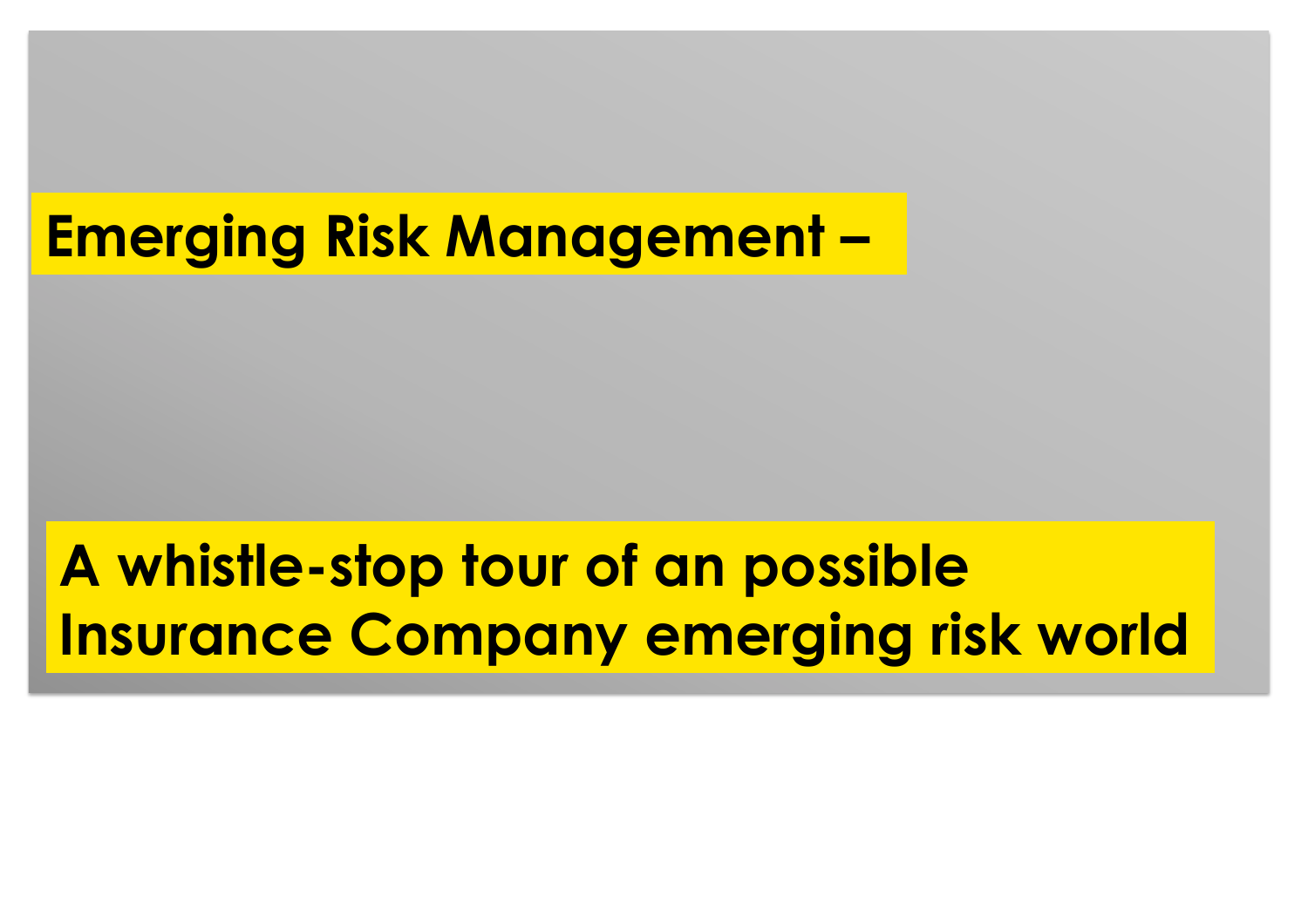# Emerging Risk Management –

## A whistle-stop tour of an possible Insurance Company emerging risk world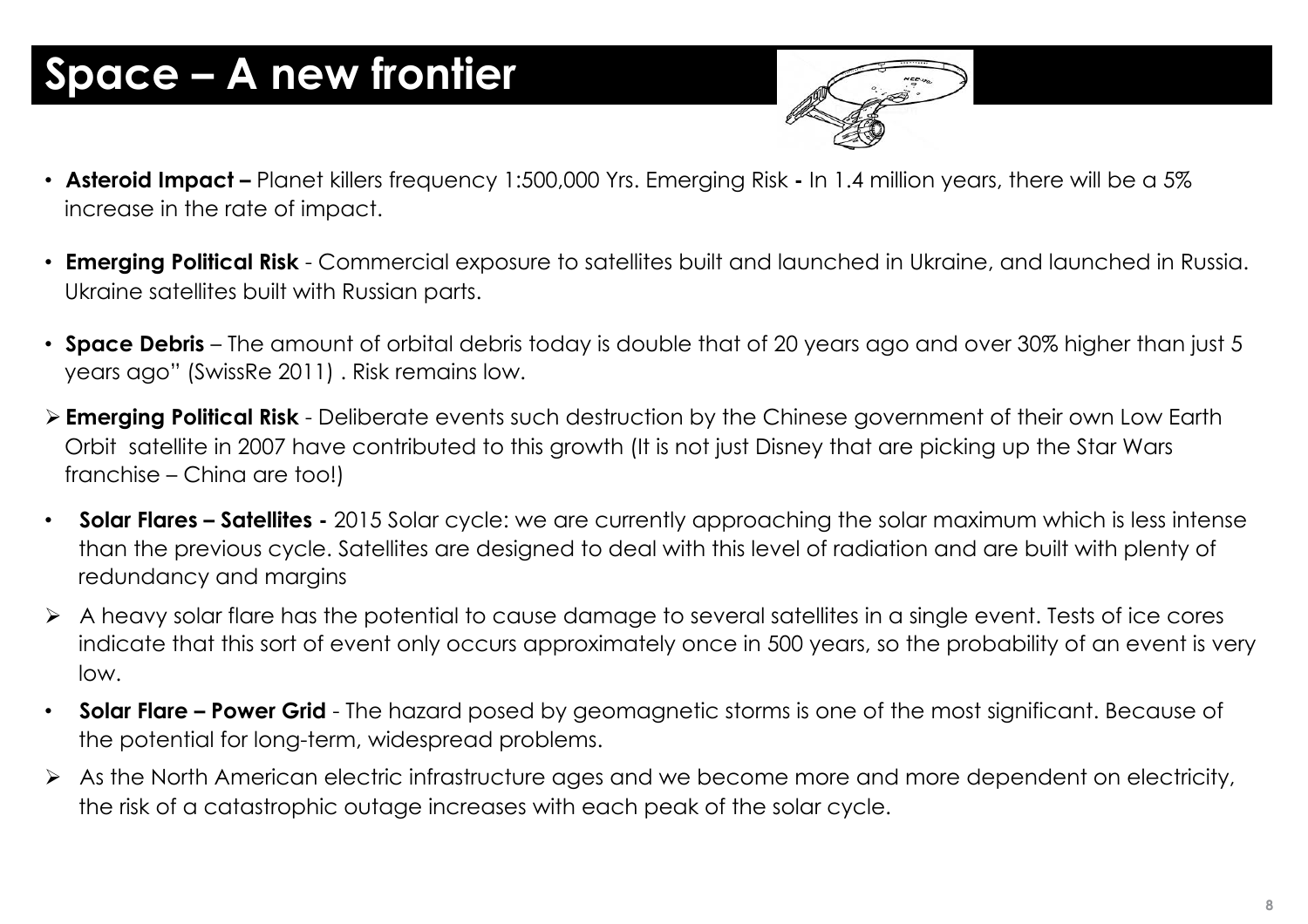# Space – A new frontier

- **Asteroid Impact –** Planet killers frequency 1:500,000 Yrs. Emerging Risk **-** In 1.4 million years, there will be a 5% increase in the rate of impact.
- **Emerging Political Risk** - Commercial exposure to satellites built and launched in Ukraine, and launched in Russia. Ukraine satellites built with Russian parts.
- **Space Debris** – The amount of orbital debris today is double that of 20 years ago and over 30% higher than just 5 years ago" (SwissRe 2011) . Risk remains low.
  - **Emerging Political Risk** - Deliberate events such destruction by the Chinese government of their own Low Earth Orbit satellite in 2007 have contributed to this growth (It is not just Disney that are picking up the Star Wars franchise – China are too!)
- **Solar Flares – Satellites -** 2015 Solar cycle: we are currently approaching the solar maximum which is less intense than the previous cycle. Satellites are designed to deal with this level of radiation and are built with plenty of redundancy and margins
  - A heavy solar flare has the potential to cause damage to several satellites in a single event. Tests of ice cores indicate that this sort of event only occurs approximately once in 500 years, so the probability of an event is very low.
- **Solar Flare – Power Grid** - The hazard posed by geomagnetic storms is one of the most significant. Because of the potential for long-term, widespread problems.
  - As the North American electric infrastructure ages and we become more and more dependent on electricity, the risk of a catastrophic outage increases with each peak of the solar cycle.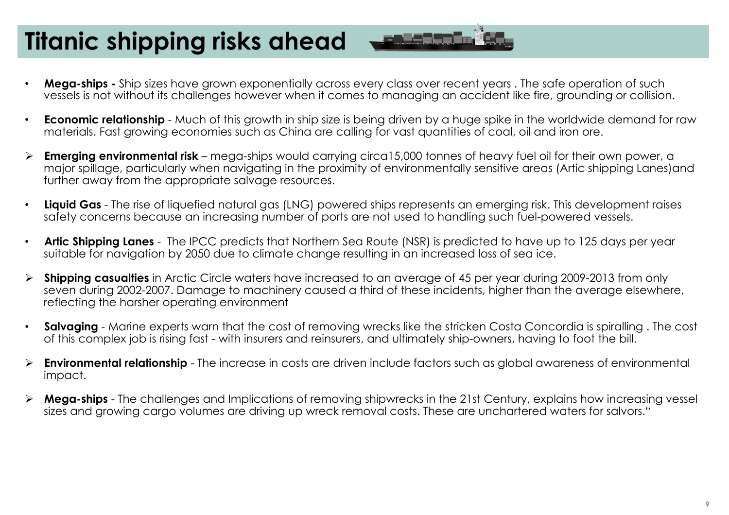# Titanic shipping risks ahead

- **Mega-ships -** Ship sizes have grown exponentially across every class over recent years . The safe operation of such vessels is not without its challenges however when it comes to managing an accident like fire, grounding or collision.
- **Economic relationship** - Much of this growth in ship size is being driven by a huge spike in the worldwide demand for raw materials. Fast growing economies such as China are calling for vast quantities of coal, oil and iron ore.
- **Emerging environmental risk** – mega-ships would carrying circa15,000 tonnes of heavy fuel oil for their own power, a major spillage, particularly when navigating in the proximity of environmentally sensitive areas (Artic shipping Lanes)and further away from the appropriate salvage resources.
- **Liquid Gas** - The rise of liquefied natural gas (LNG) powered ships represents an emerging risk. This development raises safety concerns because an increasing number of ports are not used to handling such fuel-powered vessels.
- **Artic Shipping Lanes** - The IPCC predicts that Northern Sea Route (NSR) is predicted to have up to 125 days per year suitable for navigation by 2050 due to climate change resulting in an increased loss of sea ice.
- **Shipping casualties** in Arctic Circle waters have increased to an average of 45 per year during 2009-2013 from only seven during 2002-2007. Damage to machinery caused a third of these incidents, higher than the average elsewhere, reflecting the harsher operating environment
- **Salvaging** - Marine experts warn that the cost of removing wrecks like the stricken Costa Concordia is spiralling . The cost of this complex job is rising fast - with insurers and reinsurers, and ultimately ship-owners, having to foot the bill.
- **Environmental relationship** - The increase in costs are driven include factors such as global awareness of environmental impact.
- **Mega-ships** - The challenges and Implications of removing shipwrecks in the 21st Century, explains how increasing vessel sizes and growing cargo volumes are driving up wreck removal costs. These are unchartered waters for salvors."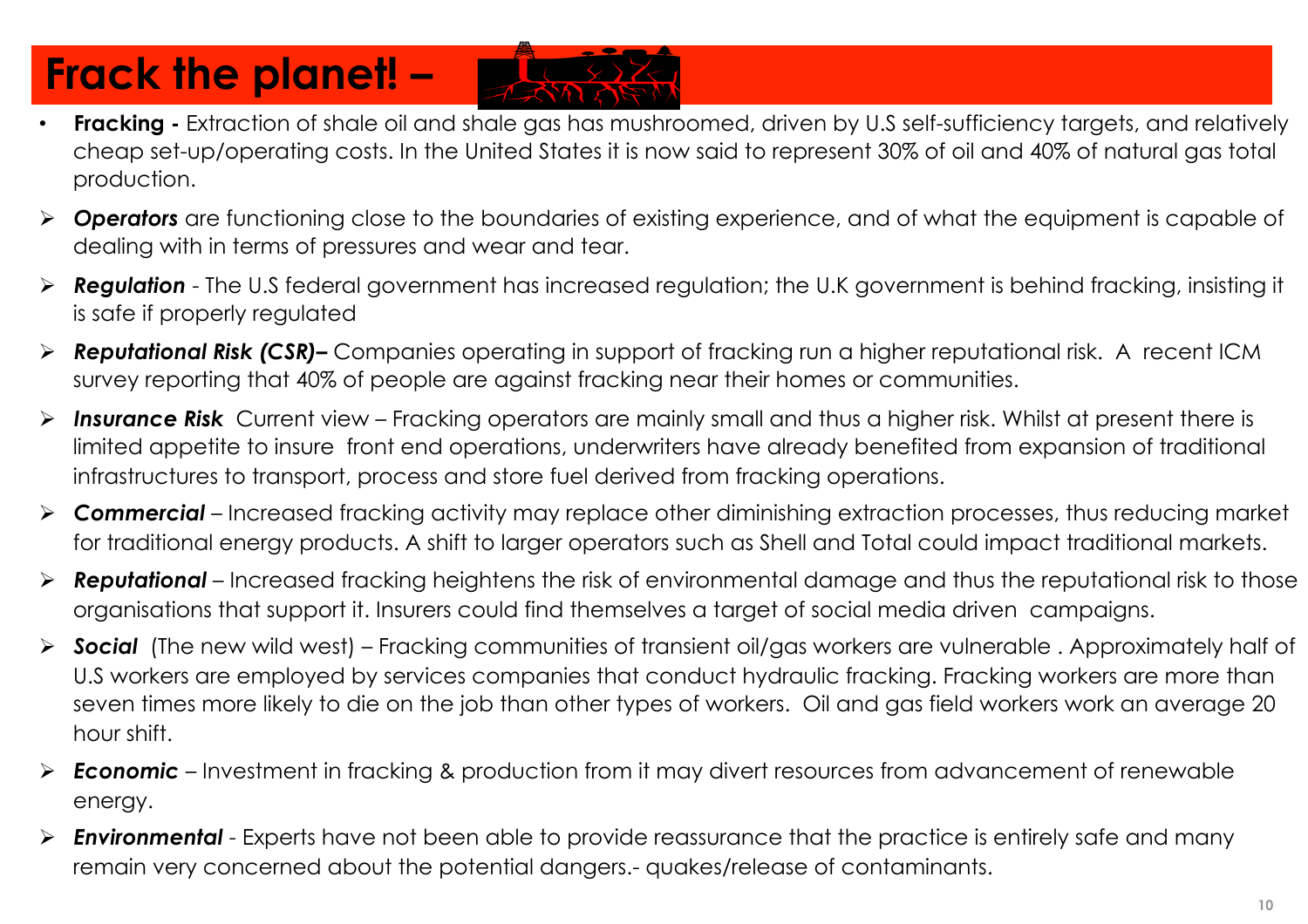# Frack the planet! –

- **Fracking -** Extraction of shale oil and shale gas has mushroomed, driven by U.S self-sufficiency targets, and relatively cheap set-up/operating costs. In the United States it is now said to represent 30% of oil and 40% of natural gas total production.

- ***Operators*** are functioning close to the boundaries of existing experience, and of what the equipment is capable of dealing with in terms of pressures and wear and tear.
- ***Regulation*** - The U.S federal government has increased regulation; the U.K government is behind fracking, insisting it is safe if properly regulated
- ***Reputational Risk (CSR)–*** Companies operating in support of fracking run a higher reputational risk. A recent ICM survey reporting that 40% of people are against fracking near their homes or communities.
- ***Insurance Risk*** Current view – Fracking operators are mainly small and thus a higher risk. Whilst at present there is limited appetite to insure front end operations, underwriters have already benefited from expansion of traditional infrastructures to transport, process and store fuel derived from fracking operations.
- ***Commercial*** – Increased fracking activity may replace other diminishing extraction processes, thus reducing market for traditional energy products. A shift to larger operators such as Shell and Total could impact traditional markets.
- ***Reputational*** – Increased fracking heightens the risk of environmental damage and thus the reputational risk to those organisations that support it. Insurers could find themselves a target of social media driven campaigns.
- ***Social*** (The new wild west) – Fracking communities of transient oil/gas workers are vulnerable . Approximately half of U.S workers are employed by services companies that conduct hydraulic fracking. Fracking workers are more than seven times more likely to die on the job than other types of workers. Oil and gas field workers work an average 20 hour shift.
- ***Economic*** – Investment in fracking & production from it may divert resources from advancement of renewable energy.
- ***Environmental*** - Experts have not been able to provide reassurance that the practice is entirely safe and many remain very concerned about the potential dangers.- quakes/release of contaminants.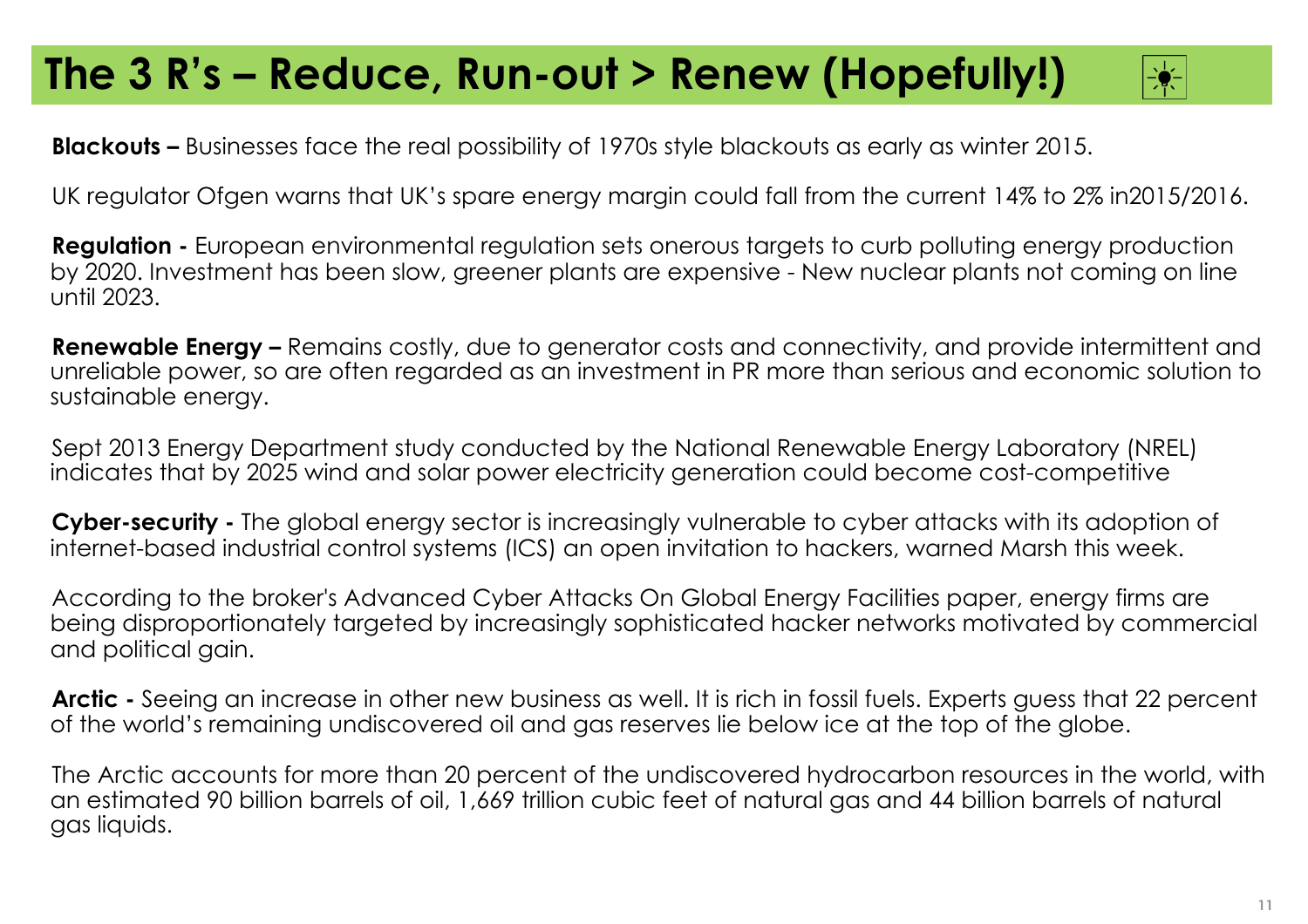# The 3 R's – Reduce, Run-out > Renew (Hopefully!)

**Blackouts –** Businesses face the real possibility of 1970s style blackouts as early as winter 2015.

UK regulator Ofgen warns that UK's spare energy margin could fall from the current 14% to 2% in2015/2016.

**Regulation -** European environmental regulation sets onerous targets to curb polluting energy production by 2020. Investment has been slow, greener plants are expensive - New nuclear plants not coming on line until 2023.

**Renewable Energy –** Remains costly, due to generator costs and connectivity, and provide intermittent and unreliable power, so are often regarded as an investment in PR more than serious and economic solution to sustainable energy.

Sept 2013 Energy Department study conducted by the National Renewable Energy Laboratory (NREL) indicates that by 2025 wind and solar power electricity generation could become cost-competitive

**Cyber-security -** The global energy sector is increasingly vulnerable to cyber attacks with its adoption of internet-based industrial control systems (ICS) an open invitation to hackers, warned Marsh this week.

According to the broker's Advanced Cyber Attacks On Global Energy Facilities paper, energy firms are being disproportionately targeted by increasingly sophisticated hacker networks motivated by commercial and political gain.

**Arctic -** Seeing an increase in other new business as well. It is rich in fossil fuels. Experts guess that 22 percent of the world's remaining undiscovered oil and gas reserves lie below ice at the top of the globe.

The Arctic accounts for more than 20 percent of the undiscovered hydrocarbon resources in the world, with an estimated 90 billion barrels of oil, 1,669 trillion cubic feet of natural gas and 44 billion barrels of natural gas liquids.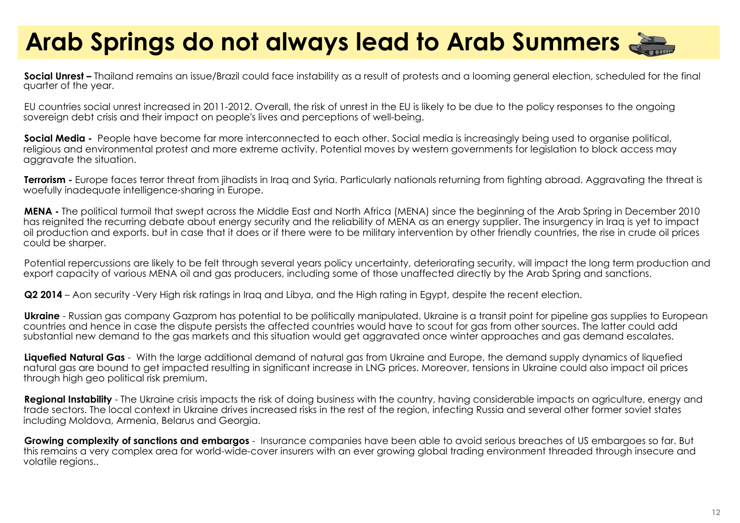# Arab Springs do not always lead to Arab Summers

**Social Unrest –** Thailand remains an issue/Brazil could face instability as a result of protests and a looming general election, scheduled for the final quarter of the year.

EU countries social unrest increased in 2011-2012. Overall, the risk of unrest in the EU is likely to be due to the policy responses to the ongoing sovereign debt crisis and their impact on people's lives and perceptions of well-being.

**Social Media -** People have become far more interconnected to each other. Social media is increasingly being used to organise political, religious and environmental protest and more extreme activity. Potential moves by western governments for legislation to block access may aggravate the situation.

**Terrorism -** Europe faces terror threat from jihadists in Iraq and Syria. Particularly nationals returning from fighting abroad. Aggravating the threat is woefully inadequate intelligence-sharing in Europe.

**MENA -** The political turmoil that swept across the Middle East and North Africa (MENA) since the beginning of the Arab Spring in December 2010 has reignited the recurring debate about energy security and the reliability of MENA as an energy supplier. The insurgency in Iraq is yet to impact oil production and exports. but in case that it does or if there were to be military intervention by other friendly countries, the rise in crude oil prices could be sharper.

Potential repercussions are likely to be felt through several years policy uncertainty, deteriorating security, will impact the long term production and export capacity of various MENA oil and gas producers, including some of those unaffected directly by the Arab Spring and sanctions.

**Q2 2014** – Aon security -Very High risk ratings in Iraq and Libya, and the High rating in Egypt, despite the recent election.

**Ukraine** - Russian gas company Gazprom has potential to be politically manipulated. Ukraine is a transit point for pipeline gas supplies to European countries and hence in case the dispute persists the affected countries would have to scout for gas from other sources. The latter could add substantial new demand to the gas markets and this situation would get aggravated once winter approaches and gas demand escalates.

**Liquefied Natural Gas** - With the large additional demand of natural gas from Ukraine and Europe, the demand supply dynamics of liquefied natural gas are bound to get impacted resulting in significant increase in LNG prices. Moreover, tensions in Ukraine could also impact oil prices through high geo political risk premium.

**Regional Instability** - The Ukraine crisis impacts the risk of doing business with the country, having considerable impacts on agriculture, energy and trade sectors. The local context in Ukraine drives increased risks in the rest of the region, infecting Russia and several other former soviet states including Moldova, Armenia, Belarus and Georgia.

**Growing complexity of sanctions and embargos** - Insurance companies have been able to avoid serious breaches of US embargoes so far. But this remains a very complex area for world-wide-cover insurers with an ever growing global trading environment threaded through insecure and volatile regions..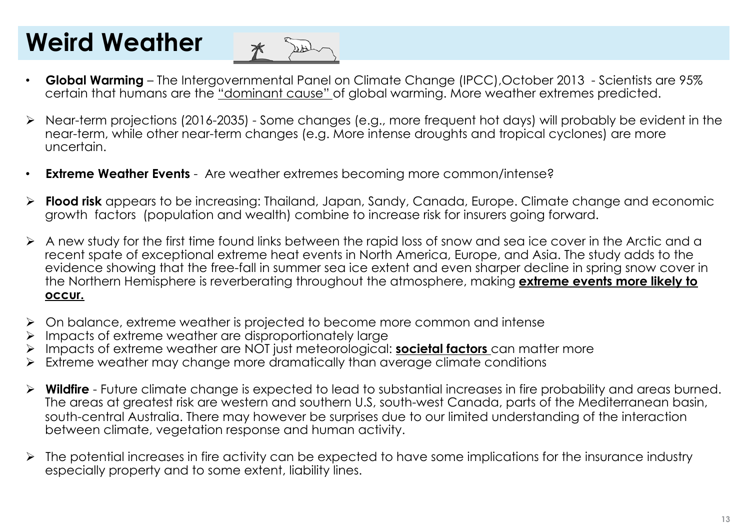# Weird Weather

- **Global Warming** – The Intergovernmental Panel on Climate Change (IPCC),October 2013 - Scientists are 95% certain that humans are the <u>"dominant cause"</u> of global warming. More weather extremes predicted.

- Near-term projections (2016-2035) - Some changes (e.g., more frequent hot days) will probably be evident in the near-term, while other near-term changes (e.g. More intense droughts and tropical cyclones) are more uncertain.

- **Extreme Weather Events** - Are weather extremes becoming more common/intense?

- **Flood risk** appears to be increasing: Thailand, Japan, Sandy, Canada, Europe. Climate change and economic growth factors (population and wealth) combine to increase risk for insurers going forward.

- A new study for the first time found links between the rapid loss of snow and sea ice cover in the Arctic and a recent spate of exceptional extreme heat events in North America, Europe, and Asia. The study adds to the evidence showing that the free-fall in summer sea ice extent and even sharper decline in spring snow cover in the Northern Hemisphere is reverberating throughout the atmosphere, making <u>**extreme events more likely to occur.**</u>

- On balance, extreme weather is projected to become more common and intense
- Impacts of extreme weather are disproportionately large
- Impacts of extreme weather are NOT just meteorological: <u>**societal factors**</u> can matter more
- Extreme weather may change more dramatically than average climate conditions

- **Wildfire** - Future climate change is expected to lead to substantial increases in fire probability and areas burned. The areas at greatest risk are western and southern U.S, south-west Canada, parts of the Mediterranean basin, south-central Australia. There may however be surprises due to our limited understanding of the interaction between climate, vegetation response and human activity.

- The potential increases in fire activity can be expected to have some implications for the insurance industry especially property and to some extent, liability lines.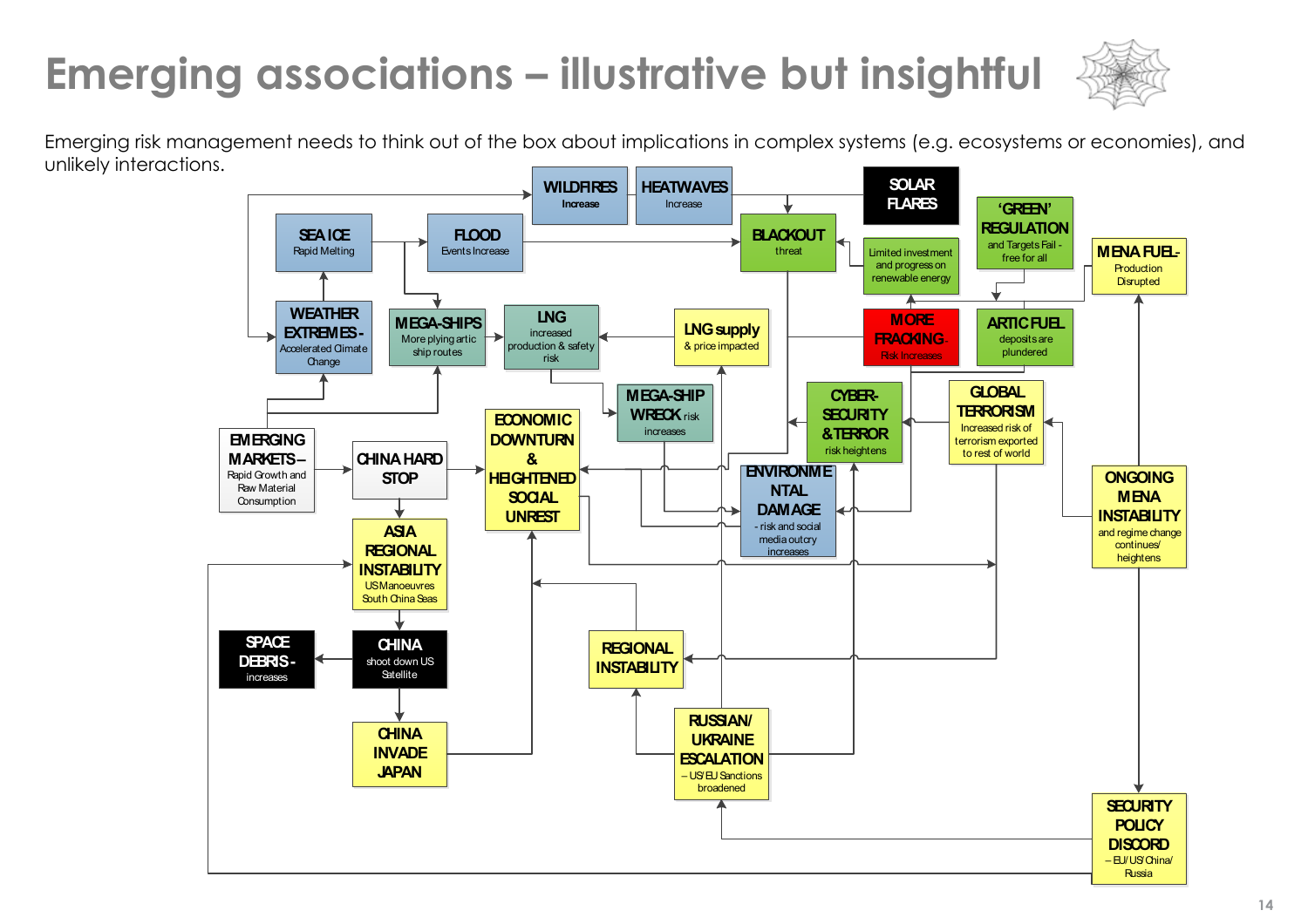# Emerging associations – illustrative but insightful

Emerging risk management needs to think out of the box about implications in complex systems (e.g. ecosystems or economies), and unlikely interactions.

- **WILDFIRES** Increase
- **HEATWAVES** Increase
- **SOLAR FLARES**
- **'GREEN' REGULATION** and Targets Fail - free for all
- **SEA ICE** Rapid Melting
- **FLOOD** Events Increase
- **BLACKOUT** threat
- Limited investment and progress on renewable energy
- **MENA FUEL-** Production Disrupted
- **WEATHER EXTREMES -** Accelerated Climate Change
- **MEGA-SHIPS** More plying artic ship routes
- **LNG** increased production & safety risk
- **LNG supply** & price impacted
- **MORE FRACKING** Risk Increases
- **ARTIC FUEL** deposits are plundered
- **MEGA-SHIP WRECK** risk increases
- **CYBER-SECURITY & TERROR** risk heightens
- **GLOBAL TERRORISM** Increased risk of terrorism exported to rest of world
- **EMERGING MARKETS –** Rapid Growth and Raw Material Consumption
- **CHINA HARD STOP**
- **ECONOMIC DOWNTURN & HEIGHTENED SOCIAL UNREST**
- **ENVIRONMENTAL DAMAGE** - risk and social media outcry increases
- **ONGOING MENA INSTABILITY** and regime change continues/ heightens
- **ASIA REGIONAL INSTABILITY** US Manoeuvres South China Seas
- **SPACE DEBRIS -** increases
- **CHINA** shoot down US Satellite
- **REGIONAL INSTABILITY**
- **CHINA INVADE JAPAN**
- **RUSSIAN/ UKRAINE ESCALATION** – US/EU Sanctions broadened
- **SECURITY POLICY DISCORD** – EU/US/China/ Russia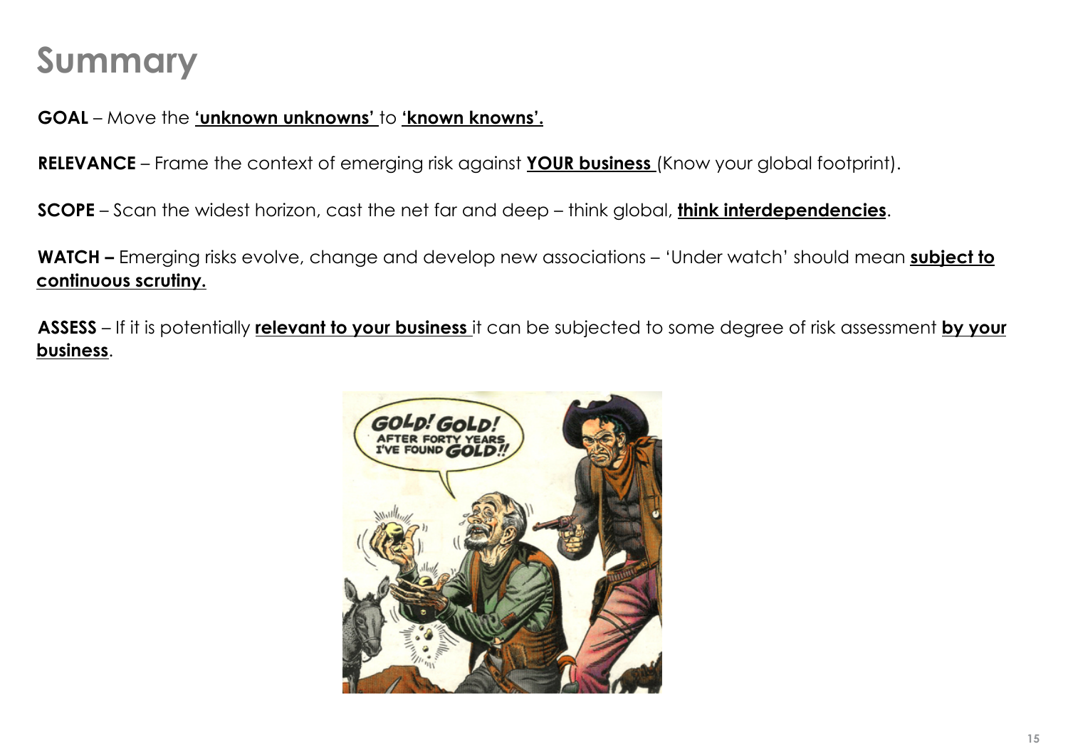# Summary

**GOAL** – Move the **'unknown unknowns'** to **'known knowns'.**

**RELEVANCE** – Frame the context of emerging risk against **YOUR business** (Know your global footprint).

**SCOPE** – Scan the widest horizon, cast the net far and deep – think global, **think interdependencies**.

**WATCH –** Emerging risks evolve, change and develop new associations – 'Under watch' should mean **subject to continuous scrutiny.**

**ASSESS** – If it is potentially **relevant to your business** it can be subjected to some degree of risk assessment **by your business**.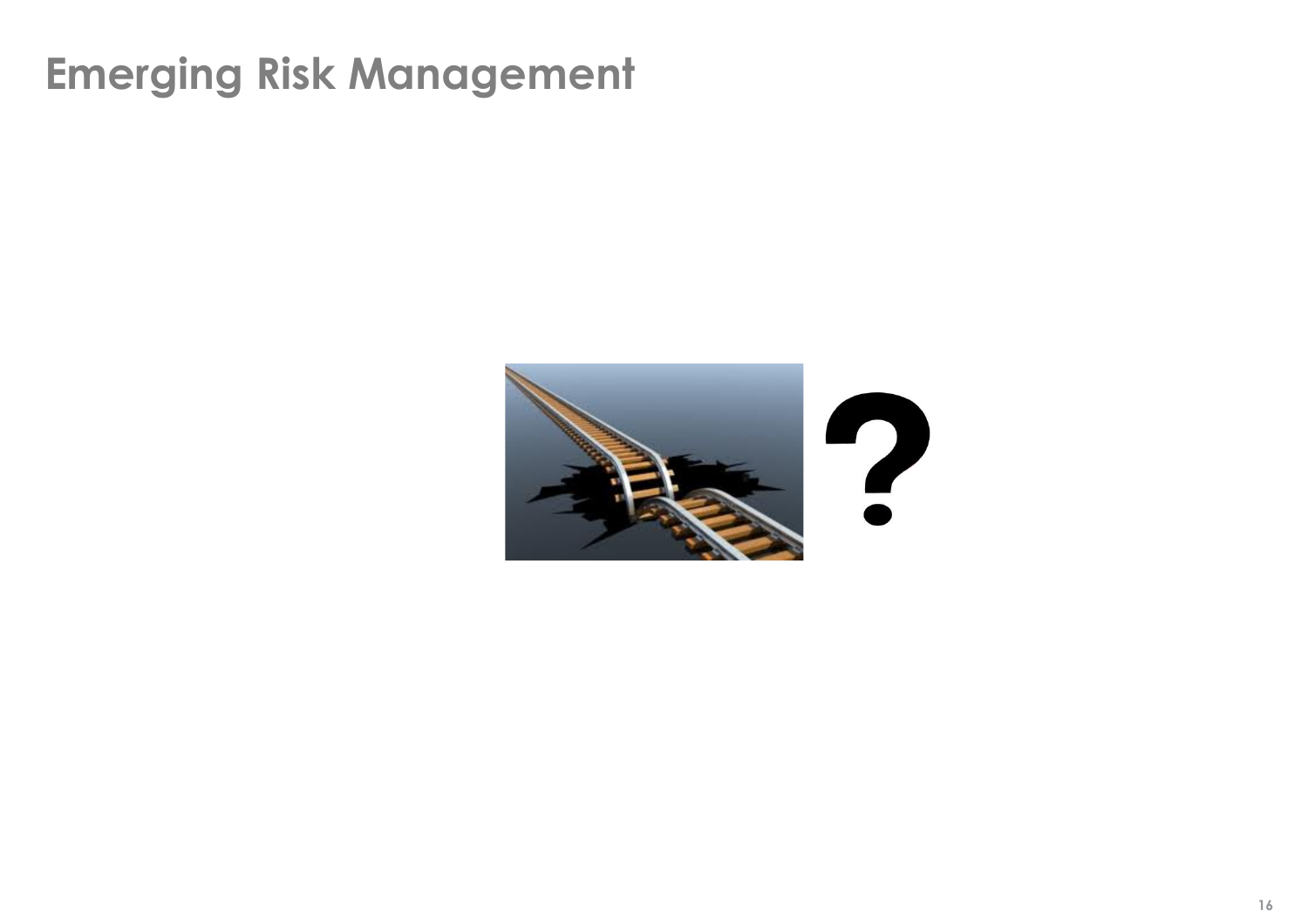# Emerging Risk Management